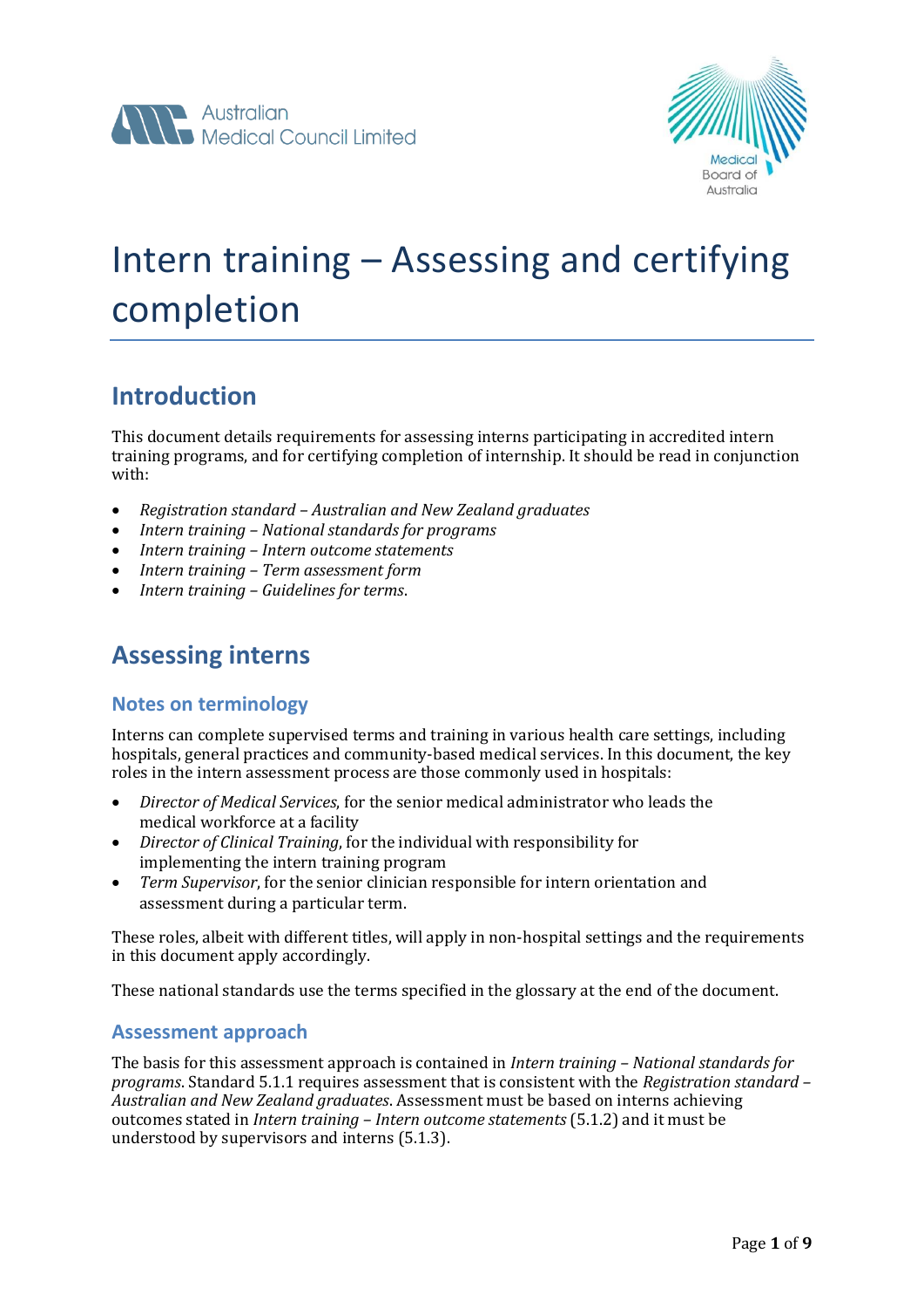Australian Medical Council Limited

Medical Board of Australia

# Intern training – Assessing and certifying completion

## Introduction

This document details requirements for assessing interns participating in accredited intern training programs, and for certifying completion of internship. It should be read in conjunction with:

- *Registration standard – Australian and New Zealand graduates*
- *Intern training – National standards for programs*
- *Intern training – Intern outcome statements*
- *Intern training – Term assessment form*
- *Intern training – Guidelines for terms*.

## Assessing interns

### Notes on terminology

Interns can complete supervised terms and training in various health care settings, including hospitals, general practices and community-based medical services. In this document, the key roles in the intern assessment process are those commonly used in hospitals:

- *Director of Medical Services*, for the senior medical administrator who leads the medical workforce at a facility
- *Director of Clinical Training*, for the individual with responsibility for implementing the intern training program
- *Term Supervisor*, for the senior clinician responsible for intern orientation and assessment during a particular term.

These roles, albeit with different titles, will apply in non-hospital settings and the requirements in this document apply accordingly.

These national standards use the terms specified in the glossary at the end of the document.

### Assessment approach

The basis for this assessment approach is contained in *Intern training – National standards for programs*. Standard 5.1.1 requires assessment that is consistent with the *Registration standard – Australian and New Zealand graduates*. Assessment must be based on interns achieving outcomes stated in *Intern training – Intern outcome statements* (5.1.2) and it must be understood by supervisors and interns (5.1.3).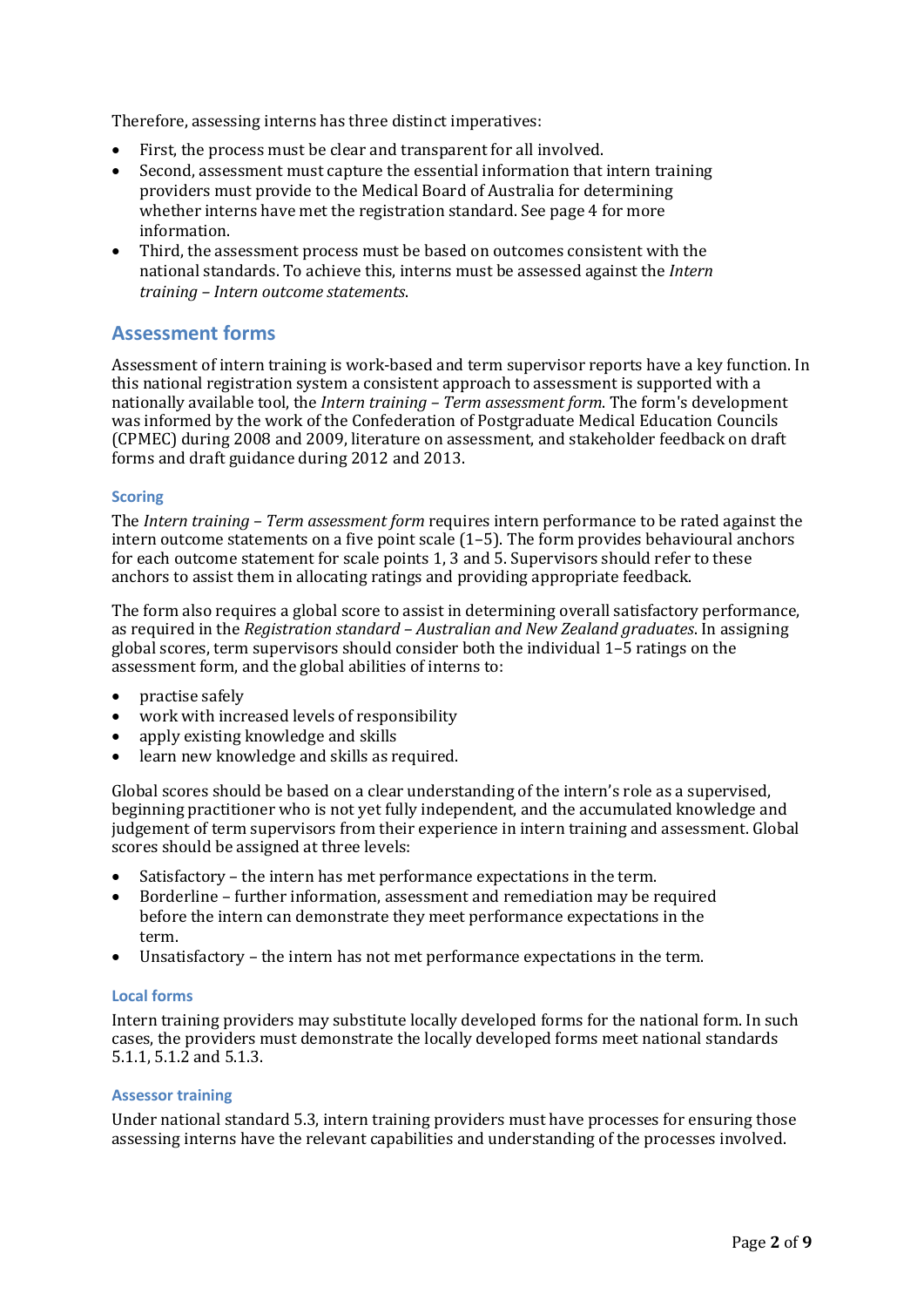Therefore, assessing interns has three distinct imperatives:

- First, the process must be clear and transparent for all involved.
- Second, assessment must capture the essential information that intern training providers must provide to the Medical Board of Australia for determining whether interns have met the registration standard. See page 4 for more information.
- Third, the assessment process must be based on outcomes consistent with the national standards. To achieve this, interns must be assessed against the *Intern training – Intern outcome statements*.

## Assessment forms

Assessment of intern training is work-based and term supervisor reports have a key function. In this national registration system a consistent approach to assessment is supported with a nationally available tool, the *Intern training – Term assessment form*. The form's development was informed by the work of the Confederation of Postgraduate Medical Education Councils (CPMEC) during 2008 and 2009, literature on assessment, and stakeholder feedback on draft forms and draft guidance during 2012 and 2013.

### Scoring

The *Intern training – Term assessment form* requires intern performance to be rated against the intern outcome statements on a five point scale (1–5). The form provides behavioural anchors for each outcome statement for scale points 1, 3 and 5. Supervisors should refer to these anchors to assist them in allocating ratings and providing appropriate feedback.

The form also requires a global score to assist in determining overall satisfactory performance, as required in the *Registration standard – Australian and New Zealand graduates*. In assigning global scores, term supervisors should consider both the individual 1–5 ratings on the assessment form, and the global abilities of interns to:

- practise safely
- work with increased levels of responsibility
- apply existing knowledge and skills
- learn new knowledge and skills as required.

Global scores should be based on a clear understanding of the intern's role as a supervised, beginning practitioner who is not yet fully independent, and the accumulated knowledge and judgement of term supervisors from their experience in intern training and assessment. Global scores should be assigned at three levels:

- Satisfactory – the intern has met performance expectations in the term.
- Borderline – further information, assessment and remediation may be required before the intern can demonstrate they meet performance expectations in the term.
- Unsatisfactory – the intern has not met performance expectations in the term.

### Local forms

Intern training providers may substitute locally developed forms for the national form. In such cases, the providers must demonstrate the locally developed forms meet national standards 5.1.1, 5.1.2 and 5.1.3.

### Assessor training

Under national standard 5.3, intern training providers must have processes for ensuring those assessing interns have the relevant capabilities and understanding of the processes involved.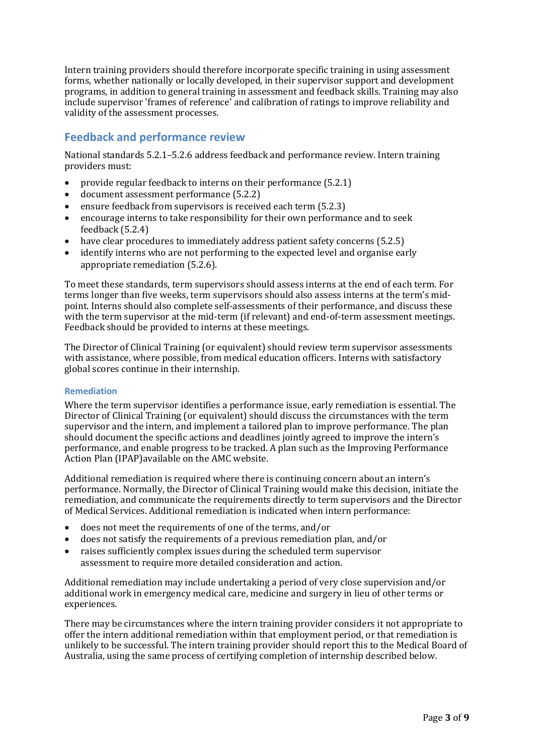Intern training providers should therefore incorporate specific training in using assessment forms, whether nationally or locally developed, in their supervisor support and development programs, in addition to general training in assessment and feedback skills. Training may also include supervisor 'frames of reference' and calibration of ratings to improve reliability and validity of the assessment processes.

## Feedback and performance review

National standards 5.2.1–5.2.6 address feedback and performance review. Intern training providers must:

- provide regular feedback to interns on their performance (5.2.1)
- document assessment performance (5.2.2)
- ensure feedback from supervisors is received each term (5.2.3)
- encourage interns to take responsibility for their own performance and to seek feedback (5.2.4)
- have clear procedures to immediately address patient safety concerns (5.2.5)
- identify interns who are not performing to the expected level and organise early appropriate remediation (5.2.6).

To meet these standards, term supervisors should assess interns at the end of each term. For terms longer than five weeks, term supervisors should also assess interns at the term's mid-point. Interns should also complete self-assessments of their performance, and discuss these with the term supervisor at the mid-term (if relevant) and end-of-term assessment meetings. Feedback should be provided to interns at these meetings.

The Director of Clinical Training (or equivalent) should review term supervisor assessments with assistance, where possible, from medical education officers. Interns with satisfactory global scores continue in their internship.

### Remediation

Where the term supervisor identifies a performance issue, early remediation is essential. The Director of Clinical Training (or equivalent) should discuss the circumstances with the term supervisor and the intern, and implement a tailored plan to improve performance. The plan should document the specific actions and deadlines jointly agreed to improve the intern's performance, and enable progress to be tracked. A plan such as the Improving Performance Action Plan (IPAP)available on the AMC website.

Additional remediation is required where there is continuing concern about an intern's performance. Normally, the Director of Clinical Training would make this decision, initiate the remediation, and communicate the requirements directly to term supervisors and the Director of Medical Services. Additional remediation is indicated when intern performance:

- does not meet the requirements of one of the terms, and/or
- does not satisfy the requirements of a previous remediation plan, and/or
- raises sufficiently complex issues during the scheduled term supervisor assessment to require more detailed consideration and action.

Additional remediation may include undertaking a period of very close supervision and/or additional work in emergency medical care, medicine and surgery in lieu of other terms or experiences.

There may be circumstances where the intern training provider considers it not appropriate to offer the intern additional remediation within that employment period, or that remediation is unlikely to be successful. The intern training provider should report this to the Medical Board of Australia, using the same process of certifying completion of internship described below.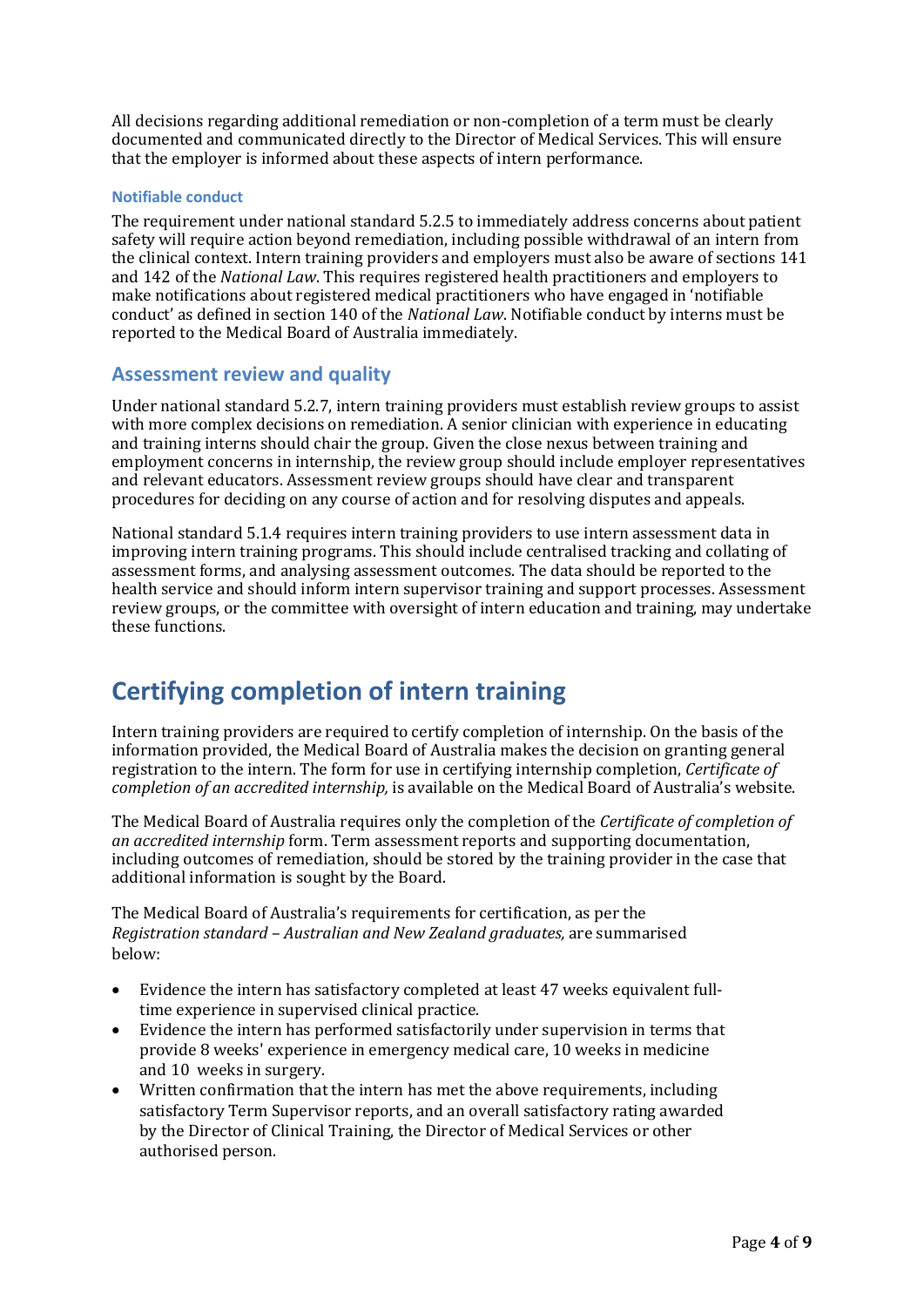All decisions regarding additional remediation or non-completion of a term must be clearly documented and communicated directly to the Director of Medical Services. This will ensure that the employer is informed about these aspects of intern performance.

### Notifiable conduct

The requirement under national standard 5.2.5 to immediately address concerns about patient safety will require action beyond remediation, including possible withdrawal of an intern from the clinical context. Intern training providers and employers must also be aware of sections 141 and 142 of the *National Law*. This requires registered health practitioners and employers to make notifications about registered medical practitioners who have engaged in 'notifiable conduct' as defined in section 140 of the *National Law*. Notifiable conduct by interns must be reported to the Medical Board of Australia immediately.

## Assessment review and quality

Under national standard 5.2.7, intern training providers must establish review groups to assist with more complex decisions on remediation. A senior clinician with experience in educating and training interns should chair the group. Given the close nexus between training and employment concerns in internship, the review group should include employer representatives and relevant educators. Assessment review groups should have clear and transparent procedures for deciding on any course of action and for resolving disputes and appeals.

National standard 5.1.4 requires intern training providers to use intern assessment data in improving intern training programs. This should include centralised tracking and collating of assessment forms, and analysing assessment outcomes. The data should be reported to the health service and should inform intern supervisor training and support processes. Assessment review groups, or the committee with oversight of intern education and training, may undertake these functions.

# Certifying completion of intern training

Intern training providers are required to certify completion of internship. On the basis of the information provided, the Medical Board of Australia makes the decision on granting general registration to the intern. The form for use in certifying internship completion, *Certificate of completion of an accredited internship,* is available on the Medical Board of Australia's website.

The Medical Board of Australia requires only the completion of the *Certificate of completion of an accredited internship* form. Term assessment reports and supporting documentation, including outcomes of remediation, should be stored by the training provider in the case that additional information is sought by the Board.

The Medical Board of Australia's requirements for certification, as per the *Registration standard – Australian and New Zealand graduates,* are summarised below:

- Evidence the intern has satisfactory completed at least 47 weeks equivalent full-time experience in supervised clinical practice.
- Evidence the intern has performed satisfactorily under supervision in terms that provide 8 weeks' experience in emergency medical care, 10 weeks in medicine and 10 weeks in surgery.
- Written confirmation that the intern has met the above requirements, including satisfactory Term Supervisor reports, and an overall satisfactory rating awarded by the Director of Clinical Training, the Director of Medical Services or other authorised person.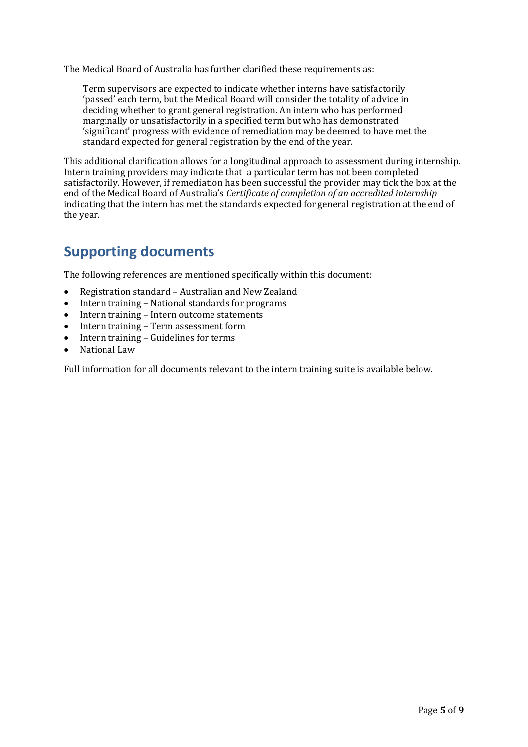The Medical Board of Australia has further clarified these requirements as:

> Term supervisors are expected to indicate whether interns have satisfactorily 'passed' each term, but the Medical Board will consider the totality of advice in deciding whether to grant general registration. An intern who has performed marginally or unsatisfactorily in a specified term but who has demonstrated 'significant' progress with evidence of remediation may be deemed to have met the standard expected for general registration by the end of the year.

This additional clarification allows for a longitudinal approach to assessment during internship. Intern training providers may indicate that a particular term has not been completed satisfactorily. However, if remediation has been successful the provider may tick the box at the end of the Medical Board of Australia's *Certificate of completion of an accredited internship* indicating that the intern has met the standards expected for general registration at the end of the year.

## Supporting documents

The following references are mentioned specifically within this document:

- Registration standard – Australian and New Zealand
- Intern training – National standards for programs
- Intern training – Intern outcome statements
- Intern training – Term assessment form
- Intern training – Guidelines for terms
- National Law

Full information for all documents relevant to the intern training suite is available below.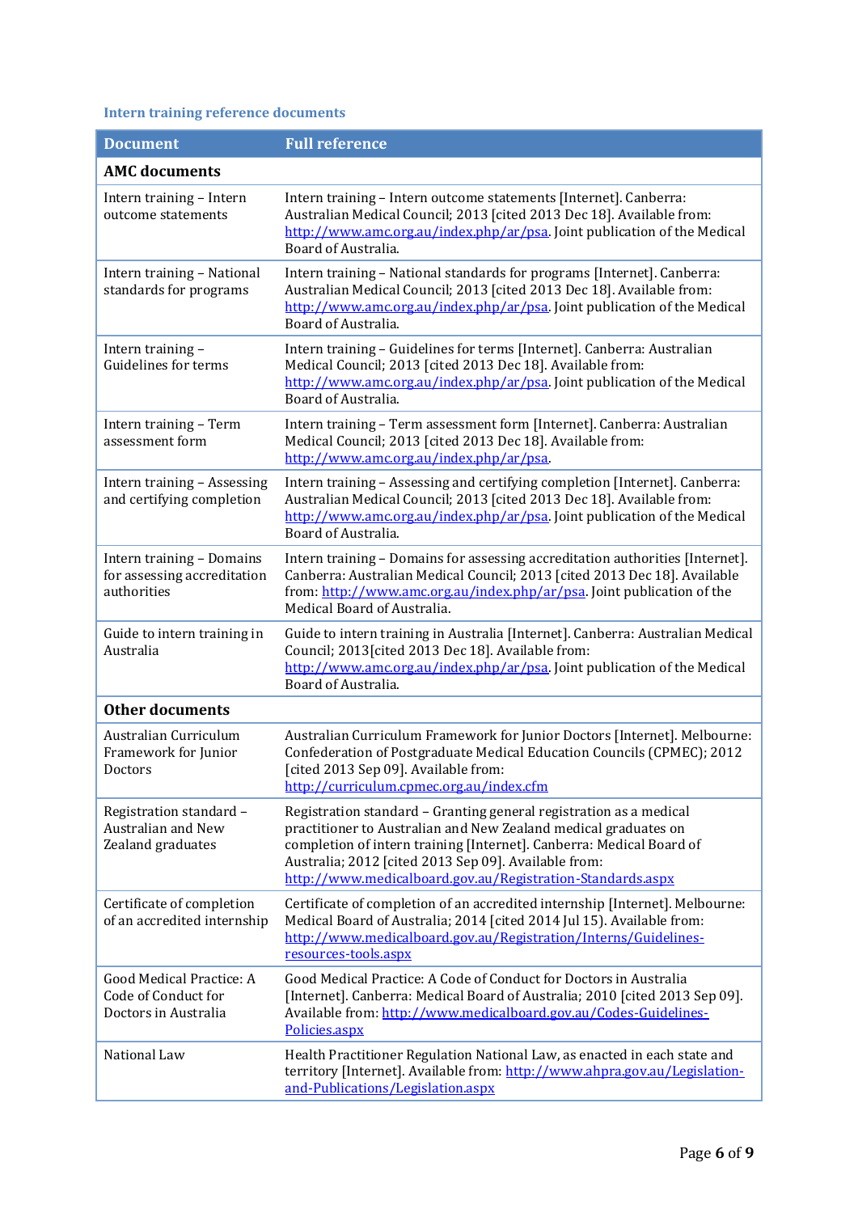### Intern training reference documents

| Document | Full reference |
|---|---|
| **AMC documents** | |
| Intern training – Intern outcome statements | Intern training – Intern outcome statements [Internet]. Canberra: Australian Medical Council; 2013 [cited 2013 Dec 18]. Available from: http://www.amc.org.au/index.php/ar/psa. Joint publication of the Medical Board of Australia. |
| Intern training – National standards for programs | Intern training – National standards for programs [Internet]. Canberra: Australian Medical Council; 2013 [cited 2013 Dec 18]. Available from: http://www.amc.org.au/index.php/ar/psa. Joint publication of the Medical Board of Australia. |
| Intern training – Guidelines for terms | Intern training – Guidelines for terms [Internet]. Canberra: Australian Medical Council; 2013 [cited 2013 Dec 18]. Available from: http://www.amc.org.au/index.php/ar/psa. Joint publication of the Medical Board of Australia. |
| Intern training – Term assessment form | Intern training – Term assessment form [Internet]. Canberra: Australian Medical Council; 2013 [cited 2013 Dec 18]. Available from: http://www.amc.org.au/index.php/ar/psa. |
| Intern training – Assessing and certifying completion | Intern training – Assessing and certifying completion [Internet]. Canberra: Australian Medical Council; 2013 [cited 2013 Dec 18]. Available from: http://www.amc.org.au/index.php/ar/psa. Joint publication of the Medical Board of Australia. |
| Intern training – Domains for assessing accreditation authorities | Intern training – Domains for assessing accreditation authorities [Internet]. Canberra: Australian Medical Council; 2013 [cited 2013 Dec 18]. Available from: http://www.amc.org.au/index.php/ar/psa. Joint publication of the Medical Board of Australia. |
| Guide to intern training in Australia | Guide to intern training in Australia [Internet]. Canberra: Australian Medical Council; 2013[cited 2013 Dec 18]. Available from: http://www.amc.org.au/index.php/ar/psa. Joint publication of the Medical Board of Australia. |
| **Other documents** | |
| Australian Curriculum Framework for Junior Doctors | Australian Curriculum Framework for Junior Doctors [Internet]. Melbourne: Confederation of Postgraduate Medical Education Councils (CPMEC); 2012 [cited 2013 Sep 09]. Available from: http://curriculum.cpmec.org.au/index.cfm |
| Registration standard – Australian and New Zealand graduates | Registration standard – Granting general registration as a medical practitioner to Australian and New Zealand medical graduates on completion of intern training [Internet]. Canberra: Medical Board of Australia; 2012 [cited 2013 Sep 09]. Available from: http://www.medicalboard.gov.au/Registration-Standards.aspx |
| Certificate of completion of an accredited internship | Certificate of completion of an accredited internship [Internet]. Melbourne: Medical Board of Australia; 2014 [cited 2014 Jul 15]. Available from: http://www.medicalboard.gov.au/Registration/Interns/Guidelines-resources-tools.aspx |
| Good Medical Practice: A Code of Conduct for Doctors in Australia | Good Medical Practice: A Code of Conduct for Doctors in Australia [Internet]. Canberra: Medical Board of Australia; 2010 [cited 2013 Sep 09]. Available from: http://www.medicalboard.gov.au/Codes-Guidelines-Policies.aspx |
| National Law | Health Practitioner Regulation National Law, as enacted in each state and territory [Internet]. Available from: http://www.ahpra.gov.au/Legislation-and-Publications/Legislation.aspx |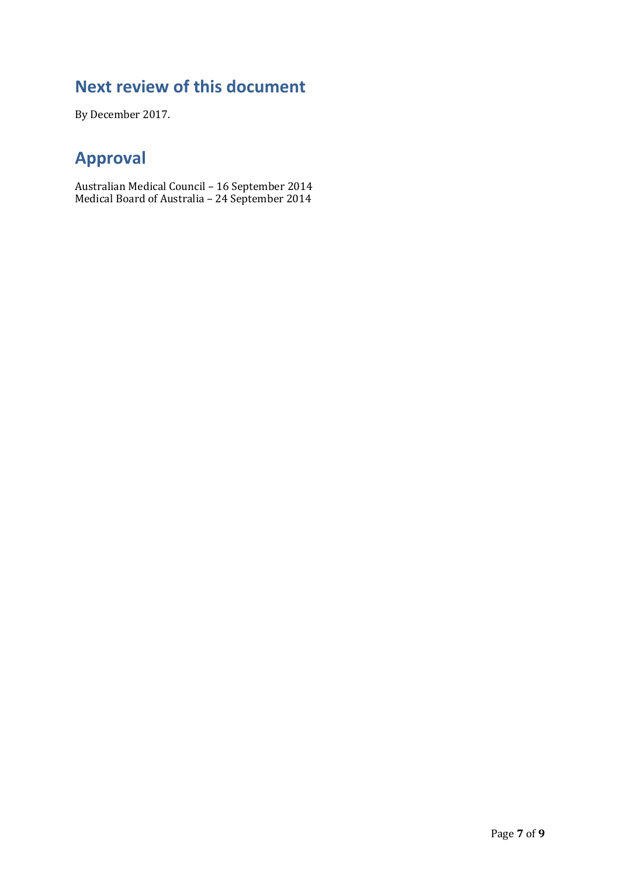## Next review of this document

By December 2017.

## Approval

Australian Medical Council – 16 September 2014
Medical Board of Australia – 24 September 2014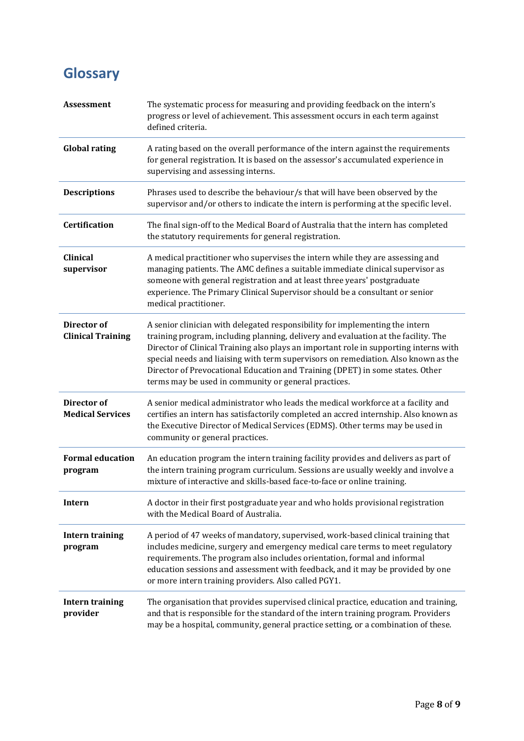# Glossary

| | |
|---|---|
| **Assessment** | The systematic process for measuring and providing feedback on the intern's progress or level of achievement. This assessment occurs in each term against defined criteria. |
| **Global rating** | A rating based on the overall performance of the intern against the requirements for general registration. It is based on the assessor's accumulated experience in supervising and assessing interns. |
| **Descriptions** | Phrases used to describe the behaviour/s that will have been observed by the supervisor and/or others to indicate the intern is performing at the specific level. |
| **Certification** | The final sign-off to the Medical Board of Australia that the intern has completed the statutory requirements for general registration. |
| **Clinical supervisor** | A medical practitioner who supervises the intern while they are assessing and managing patients. The AMC defines a suitable immediate clinical supervisor as someone with general registration and at least three years' postgraduate experience. The Primary Clinical Supervisor should be a consultant or senior medical practitioner. |
| **Director of Clinical Training** | A senior clinician with delegated responsibility for implementing the intern training program, including planning, delivery and evaluation at the facility. The Director of Clinical Training also plays an important role in supporting interns with special needs and liaising with term supervisors on remediation. Also known as the Director of Prevocational Education and Training (DPET) in some states. Other terms may be used in community or general practices. |
| **Director of Medical Services** | A senior medical administrator who leads the medical workforce at a facility and certifies an intern has satisfactorily completed an accred internship. Also known as the Executive Director of Medical Services (EDMS). Other terms may be used in community or general practices. |
| **Formal education program** | An education program the intern training facility provides and delivers as part of the intern training program curriculum. Sessions are usually weekly and involve a mixture of interactive and skills-based face-to-face or online training. |
| **Intern** | A doctor in their first postgraduate year and who holds provisional registration with the Medical Board of Australia. |
| **Intern training program** | A period of 47 weeks of mandatory, supervised, work-based clinical training that includes medicine, surgery and emergency medical care terms to meet regulatory requirements. The program also includes orientation, formal and informal education sessions and assessment with feedback, and it may be provided by one or more intern training providers. Also called PGY1. |
| **Intern training provider** | The organisation that provides supervised clinical practice, education and training, and that is responsible for the standard of the intern training program. Providers may be a hospital, community, general practice setting, or a combination of these. |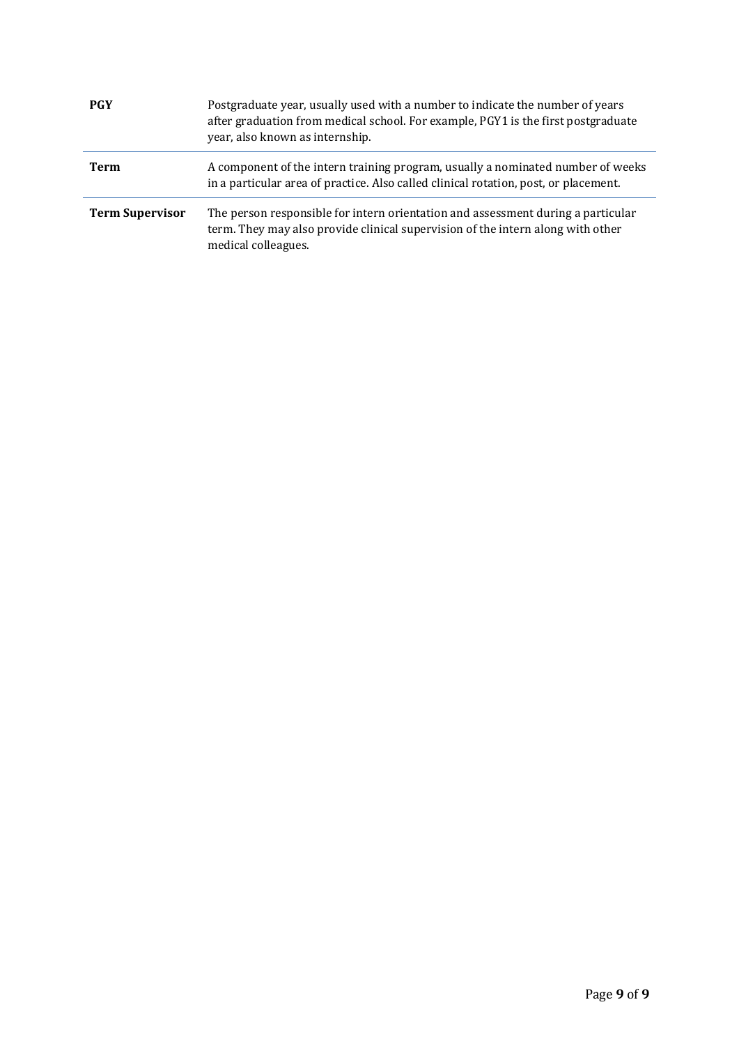| | |
|---|---|
| **PGY** | Postgraduate year, usually used with a number to indicate the number of years after graduation from medical school. For example, PGY1 is the first postgraduate year, also known as internship. |
| **Term** | A component of the intern training program, usually a nominated number of weeks in a particular area of practice. Also called clinical rotation, post, or placement. |
| **Term Supervisor** | The person responsible for intern orientation and assessment during a particular term. They may also provide clinical supervision of the intern along with other medical colleagues. |